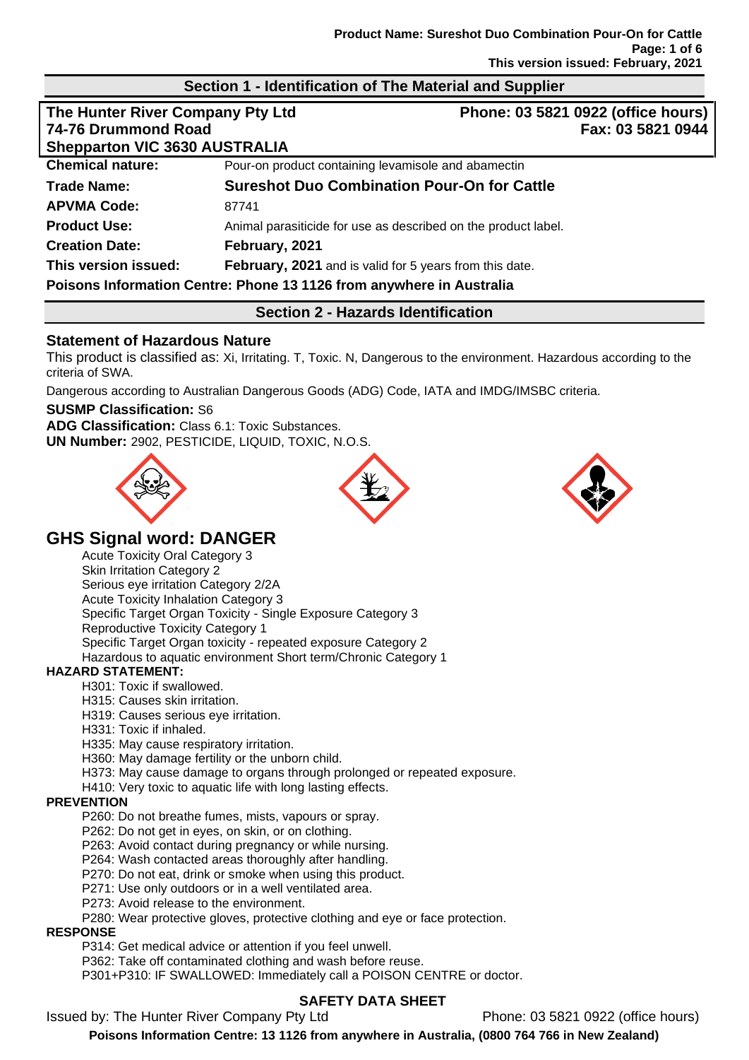## Section 1 - Identification of The Material and Supplier

**The Hunter River Company Pty Ltd**
**74-76 Drummond Road**
**Shepparton VIC 3630 AUSTRALIA**

**Phone: 03 5821 0922 (office hours)**
**Fax: 03 5821 0944**

| | |
|---|---|
| **Chemical nature:** | Pour-on product containing levamisole and abamectin |
| **Trade Name:** | **Sureshot Duo Combination Pour-On for Cattle** |
| **APVMA Code:** | 87741 |
| **Product Use:** | Animal parasiticide for use as described on the product label. |
| **Creation Date:** | **February, 2021** |
| **This version issued:** | **February, 2021** and is valid for 5 years from this date. |

**Poisons Information Centre: Phone 13 1126 from anywhere in Australia**

## Section 2 - Hazards Identification

### Statement of Hazardous Nature

This product is classified as: Xi, Irritating. T, Toxic. N, Dangerous to the environment. Hazardous according to the criteria of SWA.

Dangerous according to Australian Dangerous Goods (ADG) Code, IATA and IMDG/IMSBC criteria.

**SUSMP Classification:** S6

**ADG Classification:** Class 6.1: Toxic Substances.

**UN Number:** 2902, PESTICIDE, LIQUID, TOXIC, N.O.S.

## GHS Signal word: DANGER

Acute Toxicity Oral Category 3
Skin Irritation Category 2
Serious eye irritation Category 2/2A
Acute Toxicity Inhalation Category 3
Specific Target Organ Toxicity - Single Exposure Category 3
Reproductive Toxicity Category 1
Specific Target Organ toxicity - repeated exposure Category 2
Hazardous to aquatic environment Short term/Chronic Category 1

**HAZARD STATEMENT:**

H301: Toxic if swallowed.
H315: Causes skin irritation.
H319: Causes serious eye irritation.
H331: Toxic if inhaled.
H335: May cause respiratory irritation.
H360: May damage fertility or the unborn child.
H373: May cause damage to organs through prolonged or repeated exposure.
H410: Very toxic to aquatic life with long lasting effects.

**PREVENTION**

P260: Do not breathe fumes, mists, vapours or spray.
P262: Do not get in eyes, on skin, or on clothing.
P263: Avoid contact during pregnancy or while nursing.
P264: Wash contacted areas thoroughly after handling.
P270: Do not eat, drink or smoke when using this product.
P271: Use only outdoors or in a well ventilated area.
P273: Avoid release to the environment.
P280: Wear protective gloves, protective clothing and eye or face protection.

**RESPONSE**

P314: Get medical advice or attention if you feel unwell.
P362: Take off contaminated clothing and wash before reuse.
P301+P310: IF SWALLOWED: Immediately call a POISON CENTRE or doctor.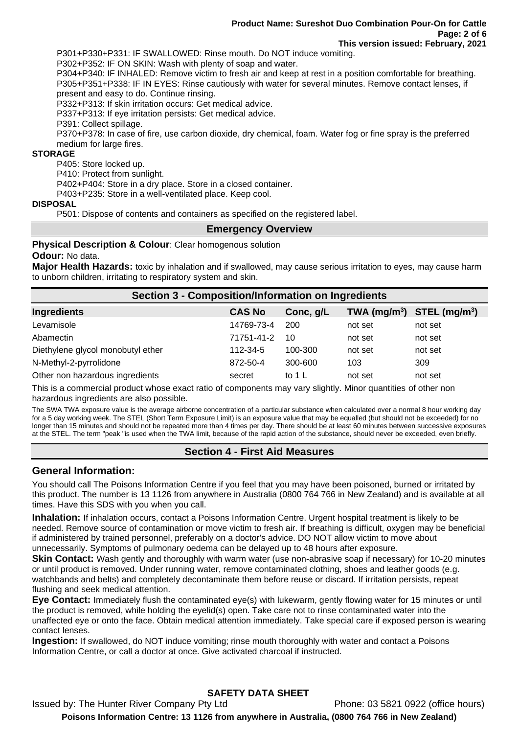P301+P330+P331: IF SWALLOWED: Rinse mouth. Do NOT induce vomiting.
P302+P352: IF ON SKIN: Wash with plenty of soap and water.
P304+P340: IF INHALED: Remove victim to fresh air and keep at rest in a position comfortable for breathing.
P305+P351+P338: IF IN EYES: Rinse cautiously with water for several minutes. Remove contact lenses, if present and easy to do. Continue rinsing.
P332+P313: If skin irritation occurs: Get medical advice.
P337+P313: If eye irritation persists: Get medical advice.
P391: Collect spillage.
P370+P378: In case of fire, use carbon dioxide, dry chemical, foam. Water fog or fine spray is the preferred medium for large fires.

**STORAGE**

P405: Store locked up.
P410: Protect from sunlight.
P402+P404: Store in a dry place. Store in a closed container.
P403+P235: Store in a well-ventilated place. Keep cool.

**DISPOSAL**

P501: Dispose of contents and containers as specified on the registered label.

## Emergency Overview

**Physical Description & Colour**: Clear homogenous solution

**Odour:** No data.

**Major Health Hazards:** toxic by inhalation and if swallowed, may cause serious irritation to eyes, may cause harm to unborn children, irritating to respiratory system and skin.

## Section 3 - Composition/Information on Ingredients

| Ingredients | CAS No | Conc, g/L | TWA (mg/m$^3$) | STEL (mg/m$^3$) |
|---|---|---|---|---|
| Levamisole | 14769-73-4 | 200 | not set | not set |
| Abamectin | 71751-41-2 | 10 | not set | not set |
| Diethylene glycol monobutyl ether | 112-34-5 | 100-300 | not set | not set |
| N-Methyl-2-pyrrolidone | 872-50-4 | 300-600 | 103 | 309 |
| Other non hazardous ingredients | secret | to 1 L | not set | not set |

This is a commercial product whose exact ratio of components may vary slightly. Minor quantities of other non hazardous ingredients are also possible.

The SWA TWA exposure value is the average airborne concentration of a particular substance when calculated over a normal 8 hour working day for a 5 day working week. The STEL (Short Term Exposure Limit) is an exposure value that may be equalled (but should not be exceeded) for no longer than 15 minutes and should not be repeated more than 4 times per day. There should be at least 60 minutes between successive exposures at the STEL. The term "peak "is used when the TWA limit, because of the rapid action of the substance, should never be exceeded, even briefly.

## Section 4 - First Aid Measures

### General Information:

You should call The Poisons Information Centre if you feel that you may have been poisoned, burned or irritated by this product. The number is 13 1126 from anywhere in Australia (0800 764 766 in New Zealand) and is available at all times. Have this SDS with you when you call.

**Inhalation:** If inhalation occurs, contact a Poisons Information Centre. Urgent hospital treatment is likely to be needed. Remove source of contamination or move victim to fresh air. If breathing is difficult, oxygen may be beneficial if administered by trained personnel, preferably on a doctor's advice. DO NOT allow victim to move about unnecessarily. Symptoms of pulmonary oedema can be delayed up to 48 hours after exposure.

**Skin Contact:** Wash gently and thoroughly with warm water (use non-abrasive soap if necessary) for 10-20 minutes or until product is removed. Under running water, remove contaminated clothing, shoes and leather goods (e.g. watchbands and belts) and completely decontaminate them before reuse or discard. If irritation persists, repeat flushing and seek medical attention.

**Eye Contact:** Immediately flush the contaminated eye(s) with lukewarm, gently flowing water for 15 minutes or until the product is removed, while holding the eyelid(s) open. Take care not to rinse contaminated water into the unaffected eye or onto the face. Obtain medical attention immediately. Take special care if exposed person is wearing contact lenses.

**Ingestion:** If swallowed, do NOT induce vomiting; rinse mouth thoroughly with water and contact a Poisons Information Centre, or call a doctor at once. Give activated charcoal if instructed.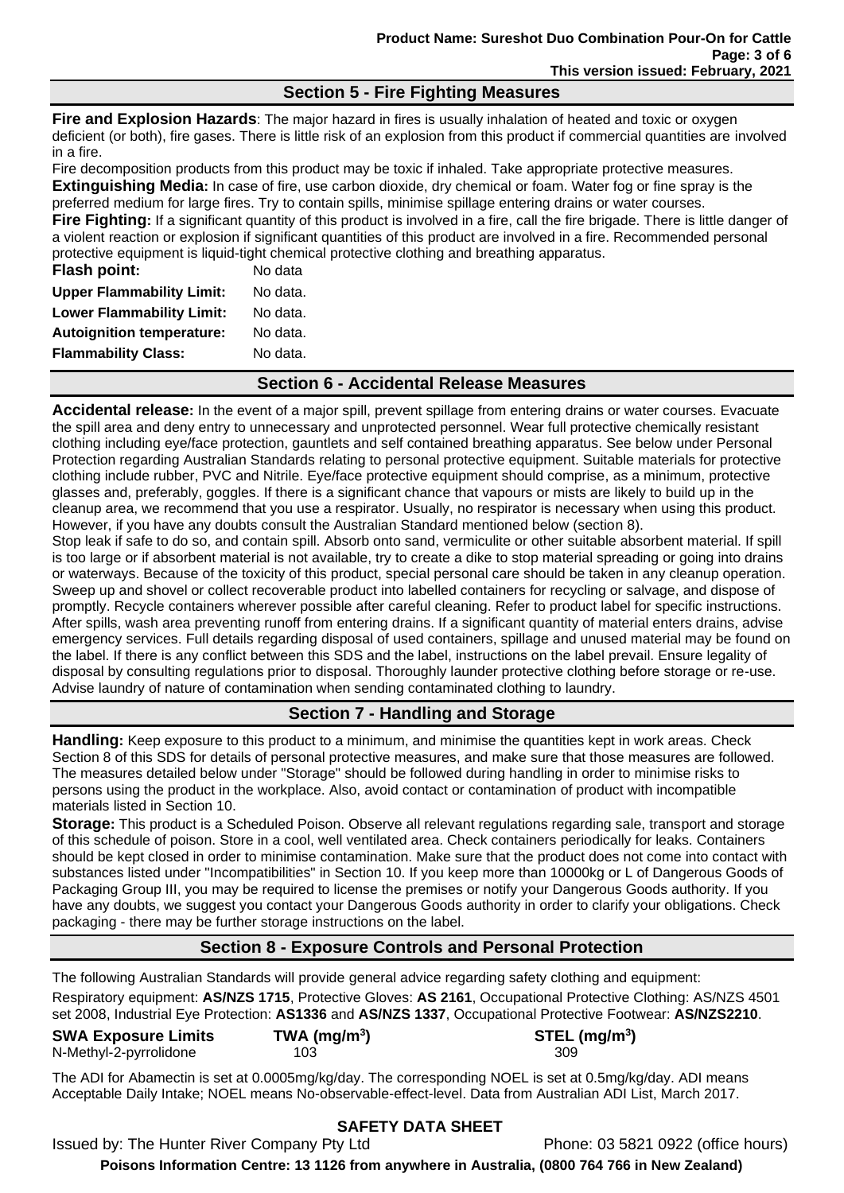## Section 5 - Fire Fighting Measures

**Fire and Explosion Hazards**: The major hazard in fires is usually inhalation of heated and toxic or oxygen deficient (or both), fire gases. There is little risk of an explosion from this product if commercial quantities are involved in a fire.

Fire decomposition products from this product may be toxic if inhaled. Take appropriate protective measures.

**Extinguishing Media:** In case of fire, use carbon dioxide, dry chemical or foam. Water fog or fine spray is the preferred medium for large fires. Try to contain spills, minimise spillage entering drains or water courses.

**Fire Fighting:** If a significant quantity of this product is involved in a fire, call the fire brigade. There is little danger of a violent reaction or explosion if significant quantities of this product are involved in a fire. Recommended personal protective equipment is liquid-tight chemical protective clothing and breathing apparatus.

| | |
|---|---|
| **Flash point:** | No data |
| **Upper Flammability Limit:** | No data. |
| **Lower Flammability Limit:** | No data. |
| **Autoignition temperature:** | No data. |
| **Flammability Class:** | No data. |

## Section 6 - Accidental Release Measures

**Accidental release:** In the event of a major spill, prevent spillage from entering drains or water courses. Evacuate the spill area and deny entry to unnecessary and unprotected personnel. Wear full protective chemically resistant clothing including eye/face protection, gauntlets and self contained breathing apparatus. See below under Personal Protection regarding Australian Standards relating to personal protective equipment. Suitable materials for protective clothing include rubber, PVC and Nitrile. Eye/face protective equipment should comprise, as a minimum, protective glasses and, preferably, goggles. If there is a significant chance that vapours or mists are likely to build up in the cleanup area, we recommend that you use a respirator. Usually, no respirator is necessary when using this product. However, if you have any doubts consult the Australian Standard mentioned below (section 8).

Stop leak if safe to do so, and contain spill. Absorb onto sand, vermiculite or other suitable absorbent material. If spill is too large or if absorbent material is not available, try to create a dike to stop material spreading or going into drains or waterways. Because of the toxicity of this product, special personal care should be taken in any cleanup operation. Sweep up and shovel or collect recoverable product into labelled containers for recycling or salvage, and dispose of promptly. Recycle containers wherever possible after careful cleaning. Refer to product label for specific instructions. After spills, wash area preventing runoff from entering drains. If a significant quantity of material enters drains, advise emergency services. Full details regarding disposal of used containers, spillage and unused material may be found on the label. If there is any conflict between this SDS and the label, instructions on the label prevail. Ensure legality of disposal by consulting regulations prior to disposal. Thoroughly launder protective clothing before storage or re-use. Advise laundry of nature of contamination when sending contaminated clothing to laundry.

## Section 7 - Handling and Storage

**Handling:** Keep exposure to this product to a minimum, and minimise the quantities kept in work areas. Check Section 8 of this SDS for details of personal protective measures, and make sure that those measures are followed. The measures detailed below under "Storage" should be followed during handling in order to minimise risks to persons using the product in the workplace. Also, avoid contact or contamination of product with incompatible materials listed in Section 10.

**Storage:** This product is a Scheduled Poison. Observe all relevant regulations regarding sale, transport and storage of this schedule of poison. Store in a cool, well ventilated area. Check containers periodically for leaks. Containers should be kept closed in order to minimise contamination. Make sure that the product does not come into contact with substances listed under "Incompatibilities" in Section 10. If you keep more than 10000kg or L of Dangerous Goods of Packaging Group III, you may be required to license the premises or notify your Dangerous Goods authority. If you have any doubts, we suggest you contact your Dangerous Goods authority in order to clarify your obligations. Check packaging - there may be further storage instructions on the label.

## Section 8 - Exposure Controls and Personal Protection

The following Australian Standards will provide general advice regarding safety clothing and equipment:

Respiratory equipment: **AS/NZS 1715**, Protective Gloves: **AS 2161**, Occupational Protective Clothing: AS/NZS 4501 set 2008, Industrial Eye Protection: **AS1336** and **AS/NZS 1337**, Occupational Protective Footwear: **AS/NZS2210**.

| **SWA Exposure Limits** | **TWA (mg/m$^3$)** | **STEL (mg/m$^3$)** |
|---|---|---|
| N-Methyl-2-pyrrolidone | 103 | 309 |

The ADI for Abamectin is set at 0.0005mg/kg/day. The corresponding NOEL is set at 0.5mg/kg/day. ADI means Acceptable Daily Intake; NOEL means No-observable-effect-level. Data from Australian ADI List, March 2017.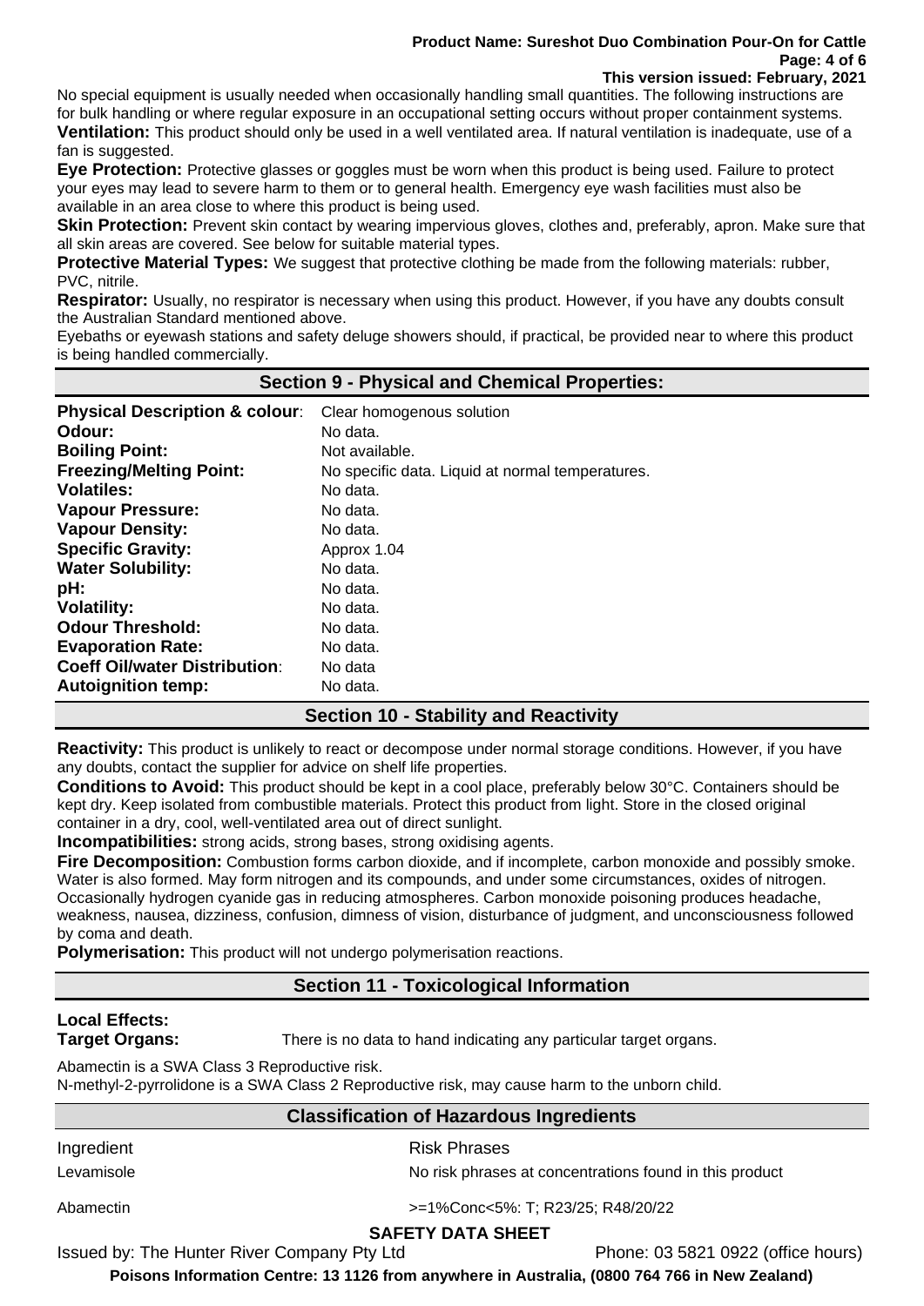No special equipment is usually needed when occasionally handling small quantities. The following instructions are for bulk handling or where regular exposure in an occupational setting occurs without proper containment systems.

**Ventilation:** This product should only be used in a well ventilated area. If natural ventilation is inadequate, use of a fan is suggested.

**Eye Protection:** Protective glasses or goggles must be worn when this product is being used. Failure to protect your eyes may lead to severe harm to them or to general health. Emergency eye wash facilities must also be available in an area close to where this product is being used.

**Skin Protection:** Prevent skin contact by wearing impervious gloves, clothes and, preferably, apron. Make sure that all skin areas are covered. See below for suitable material types.

**Protective Material Types:** We suggest that protective clothing be made from the following materials: rubber, PVC, nitrile.

**Respirator:** Usually, no respirator is necessary when using this product. However, if you have any doubts consult the Australian Standard mentioned above.

Eyebaths or eyewash stations and safety deluge showers should, if practical, be provided near to where this product is being handled commercially.

## Section 9 - Physical and Chemical Properties:

| | |
|---|---|
| **Physical Description & colour**: | Clear homogenous solution |
| **Odour:** | No data. |
| **Boiling Point:** | Not available. |
| **Freezing/Melting Point:** | No specific data. Liquid at normal temperatures. |
| **Volatiles:** | No data. |
| **Vapour Pressure:** | No data. |
| **Vapour Density:** | No data. |
| **Specific Gravity:** | Approx 1.04 |
| **Water Solubility:** | No data. |
| **pH:** | No data. |
| **Volatility:** | No data. |
| **Odour Threshold:** | No data. |
| **Evaporation Rate:** | No data. |
| **Coeff Oil/water Distribution**: | No data |
| **Autoignition temp:** | No data. |

## Section 10 - Stability and Reactivity

**Reactivity:** This product is unlikely to react or decompose under normal storage conditions. However, if you have any doubts, contact the supplier for advice on shelf life properties.

**Conditions to Avoid:** This product should be kept in a cool place, preferably below 30°C. Containers should be kept dry. Keep isolated from combustible materials. Protect this product from light. Store in the closed original container in a dry, cool, well-ventilated area out of direct sunlight.

**Incompatibilities:** strong acids, strong bases, strong oxidising agents.

**Fire Decomposition:** Combustion forms carbon dioxide, and if incomplete, carbon monoxide and possibly smoke. Water is also formed. May form nitrogen and its compounds, and under some circumstances, oxides of nitrogen. Occasionally hydrogen cyanide gas in reducing atmospheres. Carbon monoxide poisoning produces headache, weakness, nausea, dizziness, confusion, dimness of vision, disturbance of judgment, and unconsciousness followed by coma and death.

**Polymerisation:** This product will not undergo polymerisation reactions.

## Section 11 - Toxicological Information

**Local Effects:**

**Target Organs:** There is no data to hand indicating any particular target organs.

Abamectin is a SWA Class 3 Reproductive risk.
N-methyl-2-pyrrolidone is a SWA Class 2 Reproductive risk, may cause harm to the unborn child.

### Classification of Hazardous Ingredients

| Ingredient | Risk Phrases |
|---|---|
| Levamisole | No risk phrases at concentrations found in this product |
| Abamectin | >=1%Conc<5%: T; R23/25; R48/20/22 |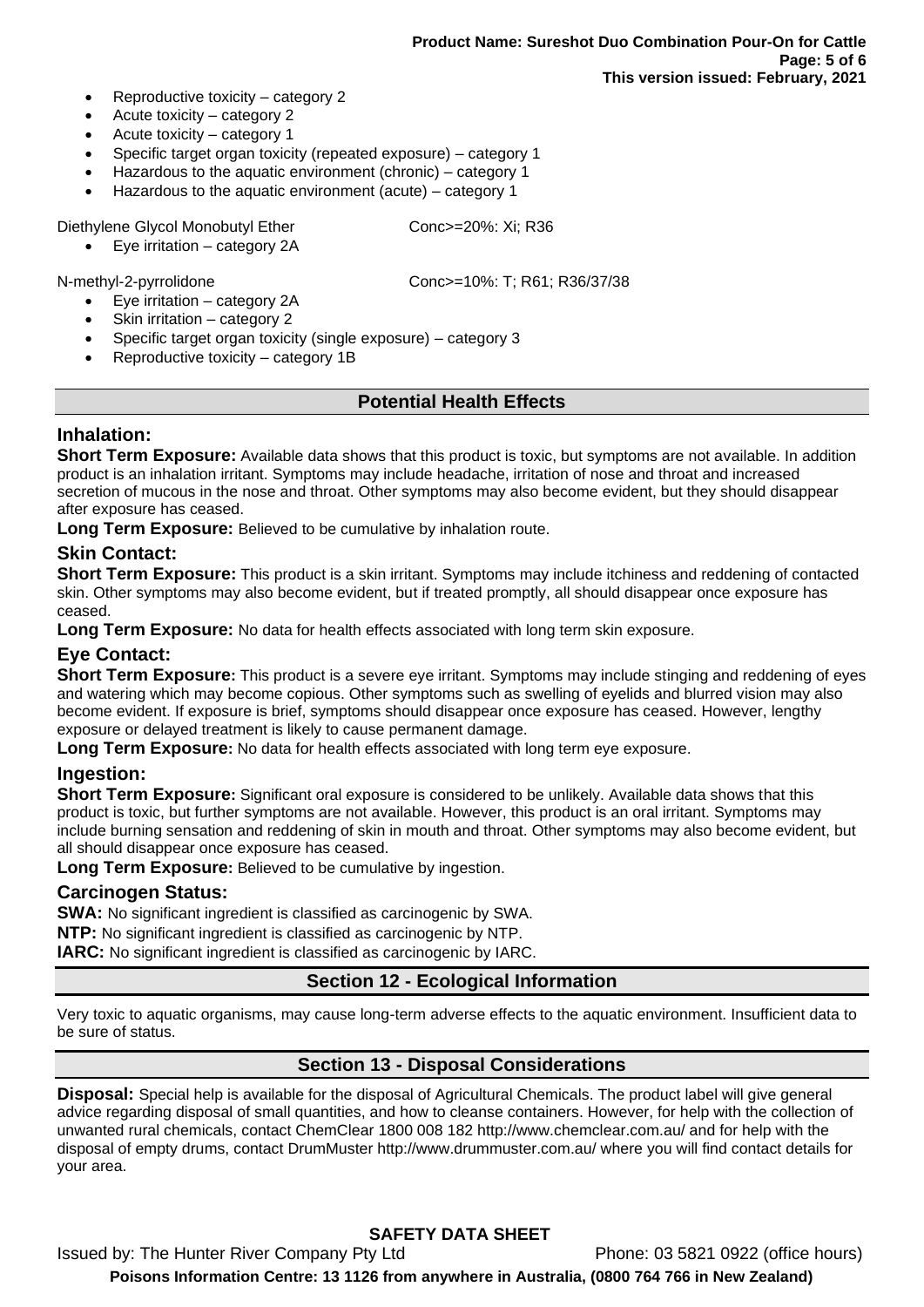- Reproductive toxicity – category 2
- Acute toxicity – category 2
- Acute toxicity – category 1
- Specific target organ toxicity (repeated exposure) – category 1
- Hazardous to the aquatic environment (chronic) – category 1
- Hazardous to the aquatic environment (acute) – category 1

Diethylene Glycol Monobutyl Ether Conc>=20%: Xi; R36

- Eye irritation – category 2A

N-methyl-2-pyrrolidone Conc>=10%: T; R61; R36/37/38

- Eye irritation – category 2A
- Skin irritation – category 2
- Specific target organ toxicity (single exposure) – category 3
- Reproductive toxicity – category 1B

## Potential Health Effects

### Inhalation:

**Short Term Exposure:** Available data shows that this product is toxic, but symptoms are not available. In addition product is an inhalation irritant. Symptoms may include headache, irritation of nose and throat and increased secretion of mucous in the nose and throat. Other symptoms may also become evident, but they should disappear after exposure has ceased.

**Long Term Exposure:** Believed to be cumulative by inhalation route.

### Skin Contact:

**Short Term Exposure:** This product is a skin irritant. Symptoms may include itchiness and reddening of contacted skin. Other symptoms may also become evident, but if treated promptly, all should disappear once exposure has ceased.

**Long Term Exposure:** No data for health effects associated with long term skin exposure.

### Eye Contact:

**Short Term Exposure:** This product is a severe eye irritant. Symptoms may include stinging and reddening of eyes and watering which may become copious. Other symptoms such as swelling of eyelids and blurred vision may also become evident. If exposure is brief, symptoms should disappear once exposure has ceased. However, lengthy exposure or delayed treatment is likely to cause permanent damage.

**Long Term Exposure:** No data for health effects associated with long term eye exposure.

### Ingestion:

**Short Term Exposure:** Significant oral exposure is considered to be unlikely. Available data shows that this product is toxic, but further symptoms are not available. However, this product is an oral irritant. Symptoms may include burning sensation and reddening of skin in mouth and throat. Other symptoms may also become evident, but all should disappear once exposure has ceased.

**Long Term Exposure:** Believed to be cumulative by ingestion.

### Carcinogen Status:

**SWA:** No significant ingredient is classified as carcinogenic by SWA.

**NTP:** No significant ingredient is classified as carcinogenic by NTP.

**IARC:** No significant ingredient is classified as carcinogenic by IARC.

## Section 12 - Ecological Information

Very toxic to aquatic organisms, may cause long-term adverse effects to the aquatic environment. Insufficient data to be sure of status.

## Section 13 - Disposal Considerations

**Disposal:** Special help is available for the disposal of Agricultural Chemicals. The product label will give general advice regarding disposal of small quantities, and how to cleanse containers. However, for help with the collection of unwanted rural chemicals, contact ChemClear 1800 008 182 http://www.chemclear.com.au/ and for help with the disposal of empty drums, contact DrumMuster http://www.drummuster.com.au/ where you will find contact details for your area.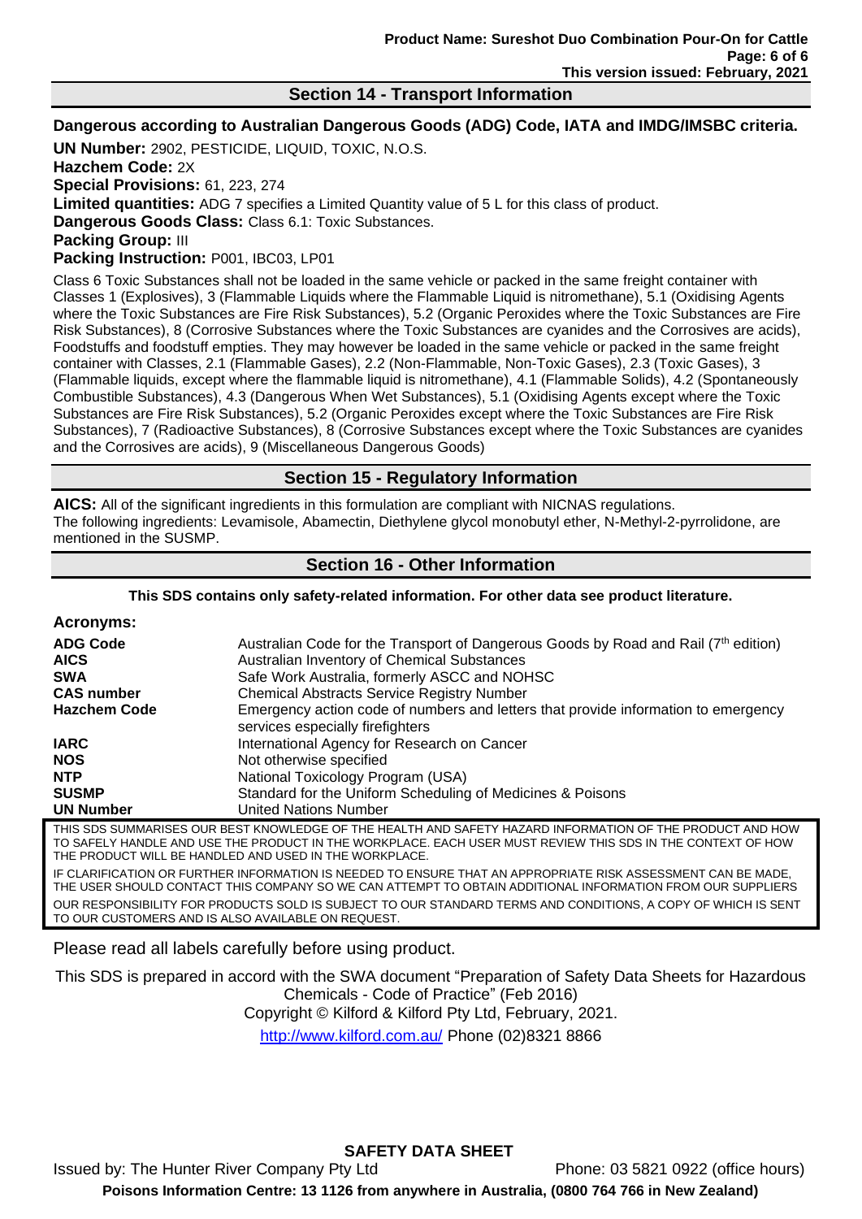## Section 14 - Transport Information

**Dangerous according to Australian Dangerous Goods (ADG) Code, IATA and IMDG/IMSBC criteria.**

**UN Number:** 2902, PESTICIDE, LIQUID, TOXIC, N.O.S.
**Hazchem Code:** 2X
**Special Provisions:** 61, 223, 274
**Limited quantities:** ADG 7 specifies a Limited Quantity value of 5 L for this class of product.
**Dangerous Goods Class:** Class 6.1: Toxic Substances.
**Packing Group:** III
**Packing Instruction:** P001, IBC03, LP01

Class 6 Toxic Substances shall not be loaded in the same vehicle or packed in the same freight container with Classes 1 (Explosives), 3 (Flammable Liquids where the Flammable Liquid is nitromethane), 5.1 (Oxidising Agents where the Toxic Substances are Fire Risk Substances), 5.2 (Organic Peroxides where the Toxic Substances are Fire Risk Substances), 8 (Corrosive Substances where the Toxic Substances are cyanides and the Corrosives are acids), Foodstuffs and foodstuff empties. They may however be loaded in the same vehicle or packed in the same freight container with Classes, 2.1 (Flammable Gases), 2.2 (Non-Flammable, Non-Toxic Gases), 2.3 (Toxic Gases), 3 (Flammable liquids, except where the flammable liquid is nitromethane), 4.1 (Flammable Solids), 4.2 (Spontaneously Combustible Substances), 4.3 (Dangerous When Wet Substances), 5.1 (Oxidising Agents except where the Toxic Substances are Fire Risk Substances), 5.2 (Organic Peroxides except where the Toxic Substances are Fire Risk Substances), 7 (Radioactive Substances), 8 (Corrosive Substances except where the Toxic Substances are cyanides and the Corrosives are acids), 9 (Miscellaneous Dangerous Goods)

## Section 15 - Regulatory Information

**AICS:** All of the significant ingredients in this formulation are compliant with NICNAS regulations.
The following ingredients: Levamisole, Abamectin, Diethylene glycol monobutyl ether, N-Methyl-2-pyrrolidone, are mentioned in the SUSMP.

## Section 16 - Other Information

**This SDS contains only safety-related information. For other data see product literature.**

**Acronyms:**

| | |
|---|---|
| **ADG Code** | Australian Code for the Transport of Dangerous Goods by Road and Rail (7th edition) |
| **AICS** | Australian Inventory of Chemical Substances |
| **SWA** | Safe Work Australia, formerly ASCC and NOHSC |
| **CAS number** | Chemical Abstracts Service Registry Number |
| **Hazchem Code** | Emergency action code of numbers and letters that provide information to emergency services especially firefighters |
| **IARC** | International Agency for Research on Cancer |
| **NOS** | Not otherwise specified |
| **NTP** | National Toxicology Program (USA) |
| **SUSMP** | Standard for the Uniform Scheduling of Medicines & Poisons |
| **UN Number** | United Nations Number |

THIS SDS SUMMARISES OUR BEST KNOWLEDGE OF THE HEALTH AND SAFETY HAZARD INFORMATION OF THE PRODUCT AND HOW TO SAFELY HANDLE AND USE THE PRODUCT IN THE WORKPLACE. EACH USER MUST REVIEW THIS SDS IN THE CONTEXT OF HOW THE PRODUCT WILL BE HANDLED AND USED IN THE WORKPLACE.

IF CLARIFICATION OR FURTHER INFORMATION IS NEEDED TO ENSURE THAT AN APPROPRIATE RISK ASSESSMENT CAN BE MADE, THE USER SHOULD CONTACT THIS COMPANY SO WE CAN ATTEMPT TO OBTAIN ADDITIONAL INFORMATION FROM OUR SUPPLIERS

OUR RESPONSIBILITY FOR PRODUCTS SOLD IS SUBJECT TO OUR STANDARD TERMS AND CONDITIONS, A COPY OF WHICH IS SENT TO OUR CUSTOMERS AND IS ALSO AVAILABLE ON REQUEST.

Please read all labels carefully before using product.

This SDS is prepared in accord with the SWA document "Preparation of Safety Data Sheets for Hazardous Chemicals - Code of Practice" (Feb 2016)
Copyright © Kilford & Kilford Pty Ltd, February, 2021.
http://www.kilford.com.au/ Phone (02)8321 8866